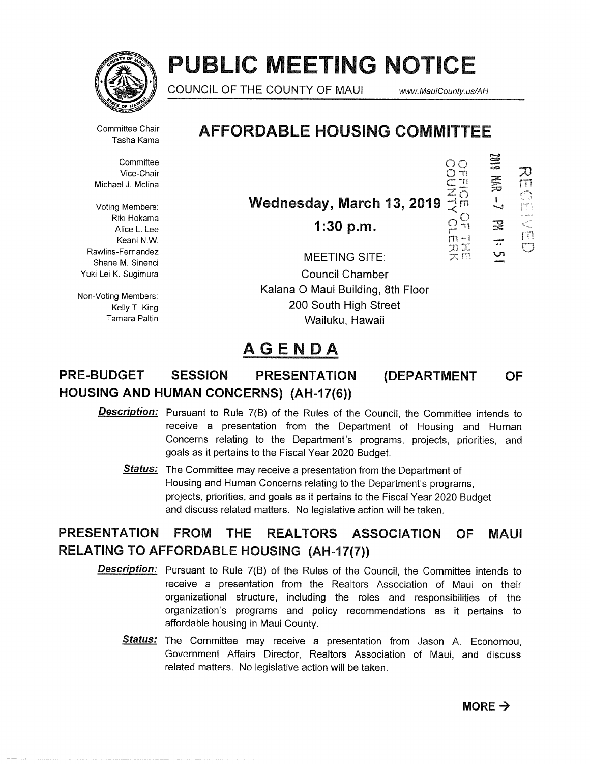# PUBLIC MEETING NOTICE

COUNCIL OF THE COUNTY OF MAUI www.MauiCounty.us/AH

Committee Chair
Tasha Kama

Committee Vice-Chair
Michael J. Molina

Voting Members:
Riki Hokama
Alice L. Lee
Keani N.W. Rawlins-Fernandez
Shane M. Sinenci
Yuki Lei K. Sugimura

Non-Voting Members:
Kelly T. King
Tamara Paltin

## AFFORDABLE HOUSING COMMITTEE

OFFICE OF THE COUNTY CLERK
2019 MAR -7 PM 1:51
RECEIVED

**Wednesday, March 13, 2019**

**1:30 p.m.**

MEETING SITE:
Council Chamber
Kalana O Maui Building, 8th Floor
200 South High Street
Wailuku, Hawaii

## AGENDA

### PRE-BUDGET SESSION PRESENTATION (DEPARTMENT OF HOUSING AND HUMAN CONCERNS) (AH-17(6))

***Description:*** Pursuant to Rule 7(B) of the Rules of the Council, the Committee intends to receive a presentation from the Department of Housing and Human Concerns relating to the Department's programs, projects, priorities, and goals as it pertains to the Fiscal Year 2020 Budget.

***Status:*** The Committee may receive a presentation from the Department of Housing and Human Concerns relating to the Department's programs, projects, priorities, and goals as it pertains to the Fiscal Year 2020 Budget and discuss related matters. No legislative action will be taken.

### PRESENTATION FROM THE REALTORS ASSOCIATION OF MAUI RELATING TO AFFORDABLE HOUSING (AH-17(7))

***Description:*** Pursuant to Rule 7(B) of the Rules of the Council, the Committee intends to receive a presentation from the Realtors Association of Maui on their organizational structure, including the roles and responsibilities of the organization's programs and policy recommendations as it pertains to affordable housing in Maui County.

***Status:*** The Committee may receive a presentation from Jason A. Economou, Government Affairs Director, Realtors Association of Maui, and discuss related matters. No legislative action will be taken.

**MORE →**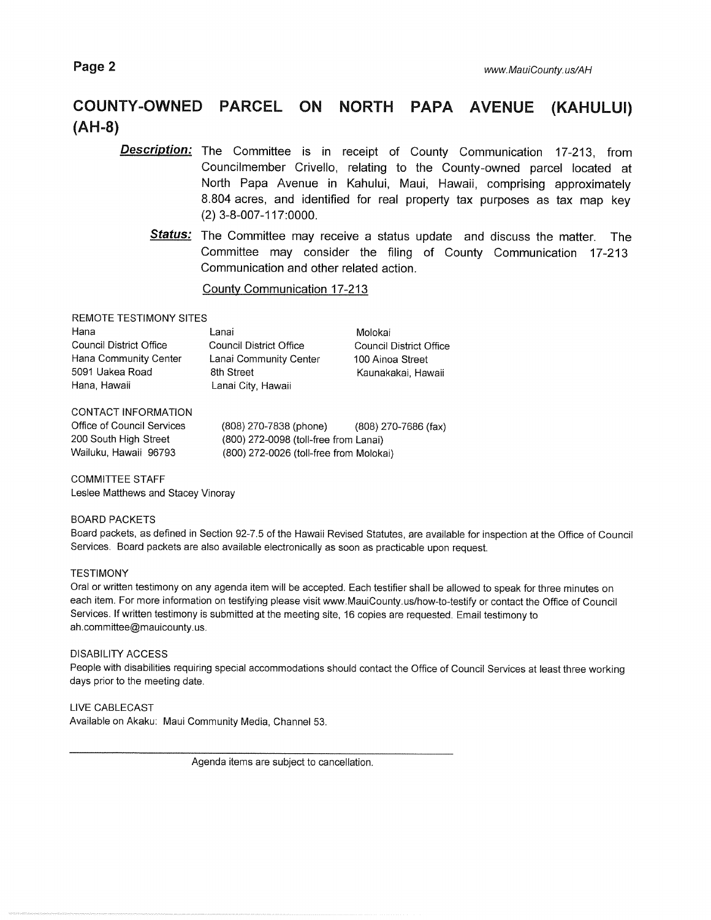## COUNTY-OWNED PARCEL ON NORTH PAPA AVENUE (KAHULUI) (AH-8)

***Description:*** The Committee is in receipt of County Communication 17-213, from Councilmember Crivello, relating to the County-owned parcel located at North Papa Avenue in Kahului, Maui, Hawaii, comprising approximately 8.804 acres, and identified for real property tax purposes as tax map key (2) 3-8-007-117:0000.

***Status:*** The Committee may receive a status update and discuss the matter. The Committee may consider the filing of County Communication 17-213 Communication and other related action.

County Communication 17-213

REMOTE TESTIMONY SITES

| | | |
|---|---|---|
| Hana | Lanai | Molokai |
| Council District Office | Council District Office | Council District Office |
| Hana Community Center | Lanai Community Center | 100 Ainoa Street |
| 5091 Uakea Road | 8th Street | Kaunakakai, Hawaii |
| Hana, Hawaii | Lanai City, Hawaii | |

CONTACT INFORMATION

| | | |
|---|---|---|
| Office of Council Services | (808) 270-7838 (phone) | (808) 270-7686 (fax) |
| 200 South High Street | (800) 272-0098 (toll-free from Lanai) | |
| Wailuku, Hawaii 96793 | (800) 272-0026 (toll-free from Molokai) | |

COMMITTEE STAFF

Leslee Matthews and Stacey Vinoray

BOARD PACKETS

Board packets, as defined in Section 92-7.5 of the Hawaii Revised Statutes, are available for inspection at the Office of Council Services. Board packets are also available electronically as soon as practicable upon request.

TESTIMONY

Oral or written testimony on any agenda item will be accepted. Each testifier shall be allowed to speak for three minutes on each item. For more information on testifying please visit www.MauiCounty.us/how-to-testify or contact the Office of Council Services. If written testimony is submitted at the meeting site, 16 copies are requested. Email testimony to ah.committee@mauicounty.us.

DISABILITY ACCESS

People with disabilities requiring special accommodations should contact the Office of Council Services at least three working days prior to the meeting date.

LIVE CABLECAST

Available on Akaku: Maui Community Media, Channel 53.

---

Agenda items are subject to cancellation.